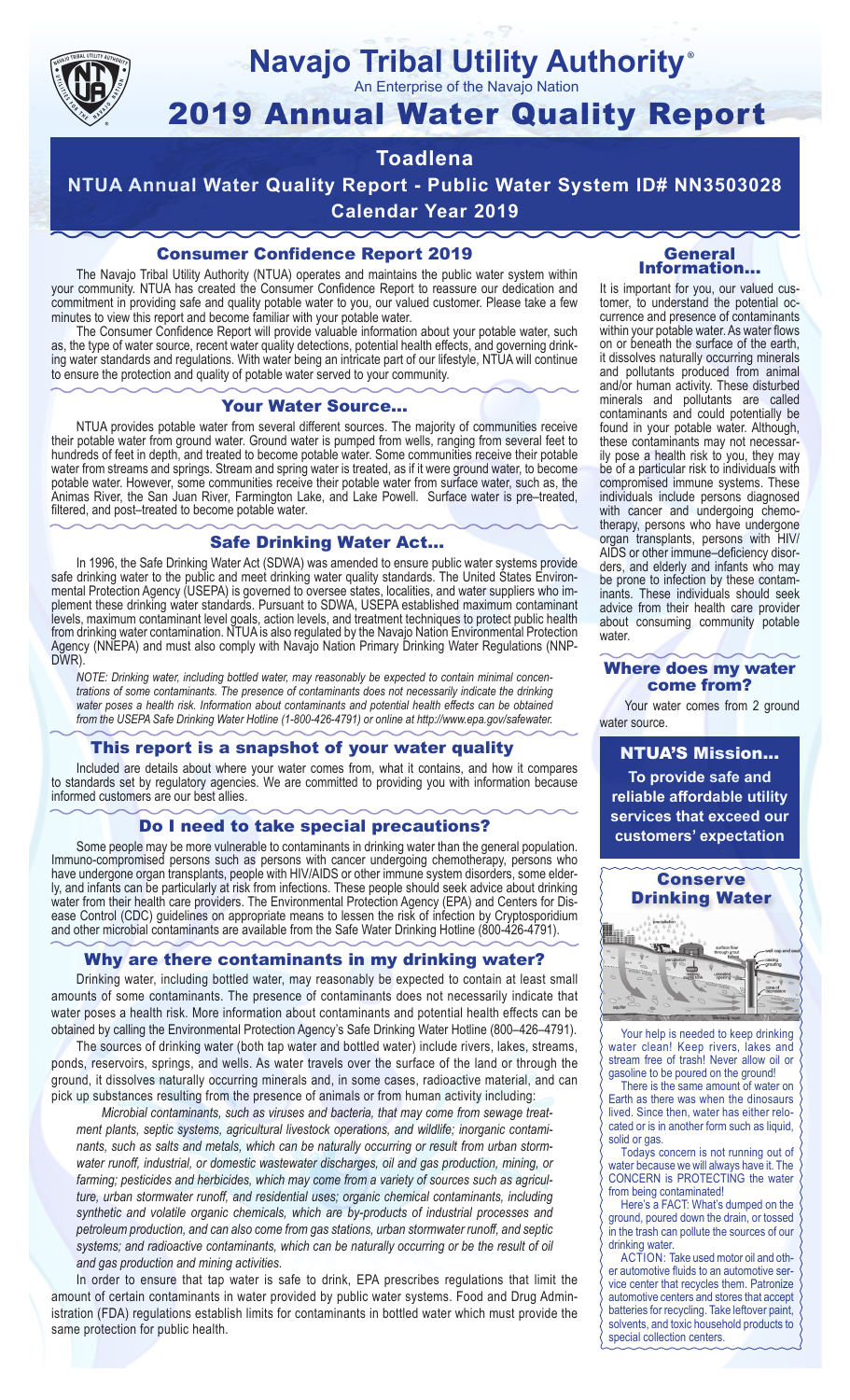# Navajo Tribal Utility Authority®

An Enterprise of the Navajo Nation

# 2019 Annual Water Quality Report

## Toadlena

## NTUA Annual Water Quality Report - Public Water System ID# NN3503028

## Calendar Year 2019

### Consumer Confidence Report 2019

The Navajo Tribal Utility Authority (NTUA) operates and maintains the public water system within your community. NTUA has created the Consumer Confidence Report to reassure our dedication and commitment in providing safe and quality potable water to you, our valued customer. Please take a few minutes to view this report and become familiar with your potable water.

The Consumer Confidence Report will provide valuable information about your potable water, such as, the type of water source, recent water quality detections, potential health effects, and governing drinking water standards and regulations. With water being an intricate part of our lifestyle, NTUA will continue to ensure the protection and quality of potable water served to your community.

### Your Water Source…

NTUA provides potable water from several different sources. The majority of communities receive their potable water from ground water. Ground water is pumped from wells, ranging from several feet to hundreds of feet in depth, and treated to become potable water. Some communities receive their potable water from streams and springs. Stream and spring water is treated, as if it were ground water, to become potable water. However, some communities receive their potable water from surface water, such as, the Animas River, the San Juan River, Farmington Lake, and Lake Powell. Surface water is pre–treated, filtered, and post–treated to become potable water.

### Safe Drinking Water Act…

In 1996, the Safe Drinking Water Act (SDWA) was amended to ensure public water systems provide safe drinking water to the public and meet drinking water quality standards. The United States Environmental Protection Agency (USEPA) is governed to oversee states, localities, and water suppliers who implement these drinking water standards. Pursuant to SDWA, USEPA established maximum contaminant levels, maximum contaminant level goals, action levels, and treatment techniques to protect public health from drinking water contamination. NTUA is also regulated by the Navajo Nation Environmental Protection Agency (NNEPA) and must also comply with Navajo Nation Primary Drinking Water Regulations (NNPDWR).

*NOTE: Drinking water, including bottled water, may reasonably be expected to contain minimal concentrations of some contaminants. The presence of contaminants does not necessarily indicate the drinking water poses a health risk. Information about contaminants and potential health effects can be obtained from the USEPA Safe Drinking Water Hotline (1-800-426-4791) or online at http://www.epa.gov/safewater.*

### This report is a snapshot of your water quality

Included are details about where your water comes from, what it contains, and how it compares to standards set by regulatory agencies. We are committed to providing you with information because informed customers are our best allies.

### Do I need to take special precautions?

Some people may be more vulnerable to contaminants in drinking water than the general population. Immuno-compromised persons such as persons with cancer undergoing chemotherapy, persons who have undergone organ transplants, people with HIV/AIDS or other immune system disorders, some elderly, and infants can be particularly at risk from infections. These people should seek advice about drinking water from their health care providers. The Environmental Protection Agency (EPA) and Centers for Disease Control (CDC) guidelines on appropriate means to lessen the risk of infection by Cryptosporidium and other microbial contaminants are available from the Safe Water Drinking Hotline (800-426-4791).

### Why are there contaminants in my drinking water?

Drinking water, including bottled water, may reasonably be expected to contain at least small amounts of some contaminants. The presence of contaminants does not necessarily indicate that water poses a health risk. More information about contaminants and potential health effects can be obtained by calling the Environmental Protection Agency's Safe Drinking Water Hotline (800–426–4791).

The sources of drinking water (both tap water and bottled water) include rivers, lakes, streams, ponds, reservoirs, springs, and wells. As water travels over the surface of the land or through the ground, it dissolves naturally occurring minerals and, in some cases, radioactive material, and can pick up substances resulting from the presence of animals or from human activity including:

*Microbial contaminants, such as viruses and bacteria, that may come from sewage treatment plants, septic systems, agricultural livestock operations, and wildlife; inorganic contaminants, such as salts and metals, which can be naturally occurring or result from urban stormwater runoff, industrial, or domestic wastewater discharges, oil and gas production, mining, or farming; pesticides and herbicides, which may come from a variety of sources such as agriculture, urban stormwater runoff, and residential uses; organic chemical contaminants, including synthetic and volatile organic chemicals, which are by-products of industrial processes and petroleum production, and can also come from gas stations, urban stormwater runoff, and septic systems; and radioactive contaminants, which can be naturally occurring or be the result of oil and gas production and mining activities.*

In order to ensure that tap water is safe to drink, EPA prescribes regulations that limit the amount of certain contaminants in water provided by public water systems. Food and Drug Administration (FDA) regulations establish limits for contaminants in bottled water which must provide the same protection for public health.

### General Information…

It is important for you, our valued customer, to understand the potential occurrence and presence of contaminants within your potable water. As water flows on or beneath the surface of the earth, it dissolves naturally occurring minerals and pollutants produced from animal and/or human activity. These disturbed minerals and pollutants are called contaminants and could potentially be found in your potable water. Although, these contaminants may not necessarily pose a health risk to you, they may be of a particular risk to individuals with compromised immune systems. These individuals include persons diagnosed with cancer and undergoing chemotherapy, persons who have undergone organ transplants, persons with HIV/AIDS or other immune–deficiency disorders, and elderly and infants who may be prone to infection by these contaminants. These individuals should seek advice from their health care provider about consuming community potable water.

### Where does my water come from?

Your water comes from 2 ground water source.

### NTUA'S Mission…

**To provide safe and reliable affordable utility services that exceed our customers' expectation**

### Conserve Drinking Water

Your help is needed to keep drinking water clean! Keep rivers, lakes and stream free of trash! Never allow oil or gasoline to be poured on the ground!

There is the same amount of water on Earth as there was when the dinosaurs lived. Since then, water has either relocated or is in another form such as liquid, solid or gas.

Todays concern is not running out of water because we will always have it. The CONCERN is PROTECTING the water from being contaminated!

Here's a FACT: What's dumped on the ground, poured down the drain, or tossed in the trash can pollute the sources of our drinking water.

ACTION: Take used motor oil and other automotive fluids to an automotive service center that recycles them. Patronize automotive centers and stores that accept batteries for recycling. Take leftover paint, solvents, and toxic household products to special collection centers.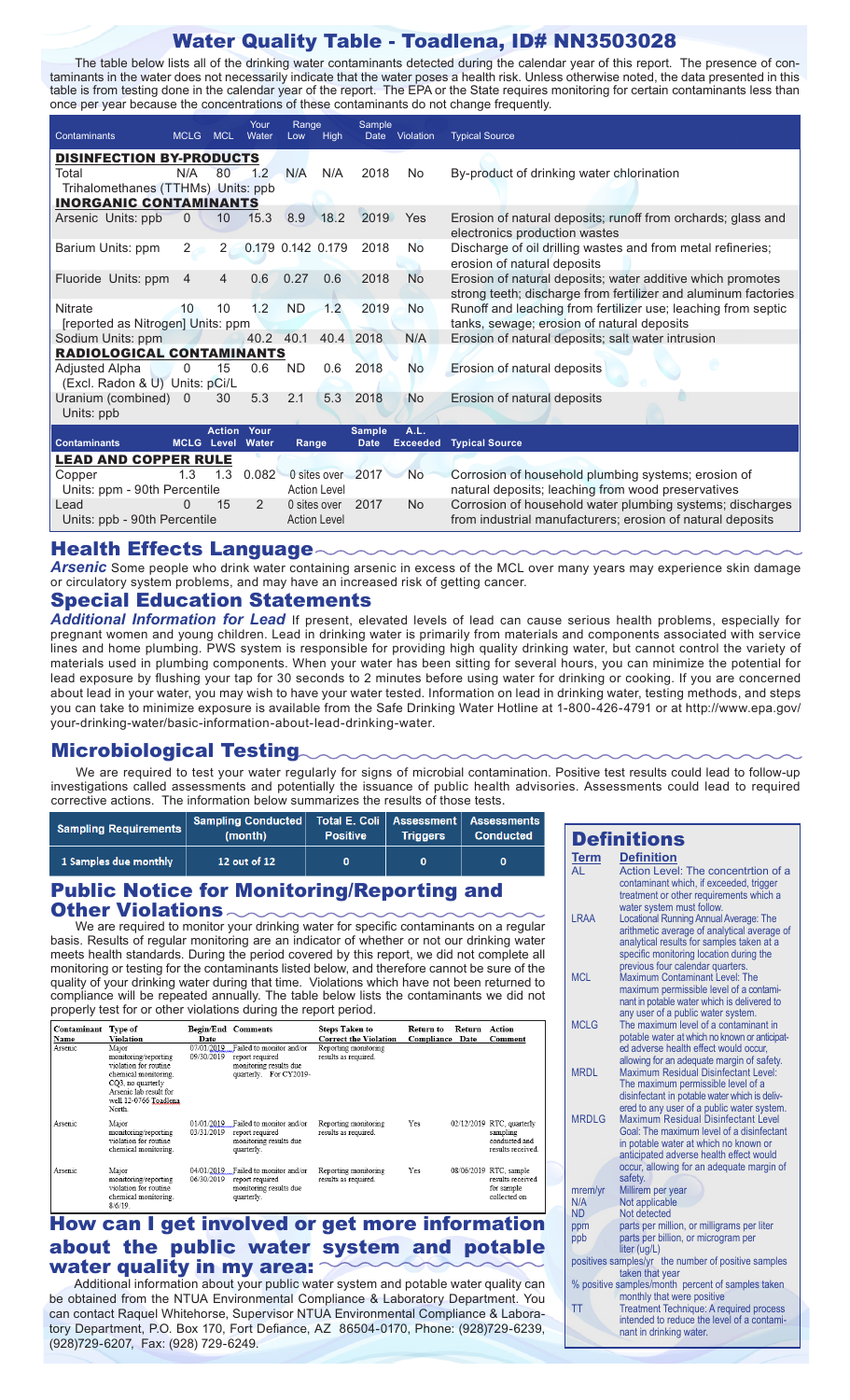# Water Quality Table - Toadlena, ID# NN3503028

The table below lists all of the drinking water contaminants detected during the calendar year of this report. The presence of contaminants in the water does not necessarily indicate that the water poses a health risk. Unless otherwise noted, the data presented in this table is from testing done in the calendar year of the report. The EPA or the State requires monitoring for certain contaminants less than once per year because the concentrations of these contaminants do not change frequently.

| Contaminants | MCLG | MCL | Your Water | Range Low | Range High | Sample Date | Violation | Typical Source |
|---|---|---|---|---|---|---|---|---|
| **DISINFECTION BY-PRODUCTS** | | | | | | | | |
| Total Trihalomethanes (TTHMs) Units: ppb | N/A | 80 | 1.2 | N/A | N/A | 2018 | No | By-product of drinking water chlorination |
| **INORGANIC CONTAMINANTS** | | | | | | | | |
| Arsenic Units: ppb | 0 | 10 | 15.3 | 8.9 | 18.2 | 2019 | Yes | Erosion of natural deposits; runoff from orchards; glass and electronics production wastes |
| Barium Units: ppm | 2 | 2 | 0.179 | 0.142 | 0.179 | 2018 | No | Discharge of oil drilling wastes and from metal refineries; erosion of natural deposits |
| Fluoride Units: ppm | 4 | 4 | 0.6 | 0.27 | 0.6 | 2018 | No | Erosion of natural deposits; water additive which promotes strong teeth; discharge from fertilizer and aluminum factories |
| Nitrate [reported as Nitrogen] Units: ppm | 10 | 10 | 1.2 | ND | 1.2 | 2019 | No | Runoff and leaching from fertilizer use; leaching from septic tanks, sewage; erosion of natural deposits |
| Sodium Units: ppm | | | 40.2 | 40.1 | 40.4 | 2018 | N/A | Erosion of natural deposits; salt water intrusion |
| **RADIOLOGICAL CONTAMINANTS** | | | | | | | | |
| Adjusted Alpha (Excl. Radon & U) Units: pCi/L | 0 | 15 | 0.6 | ND | 0.6 | 2018 | No | Erosion of natural deposits |
| Uranium (combined) Units: ppb | 0 | 30 | 5.3 | 2.1 | 5.3 | 2018 | No | Erosion of natural deposits |

| Contaminants | MCLG | Action Level | Your Water | Range | Sample Date | A.L. Exceeded | Typical Source |
|---|---|---|---|---|---|---|---|
| **LEAD AND COPPER RULE** | | | | | | | |
| Copper Units: ppm - 90th Percentile | 1.3 | 1.3 | 0.082 | 0 sites over Action Level | 2017 | No | Corrosion of household plumbing systems; erosion of natural deposits; leaching from wood preservatives |
| Lead Units: ppb - 90th Percentile | 0 | 15 | 2 | 0 sites over Action Level | 2017 | No | Corrosion of household water plumbing systems; discharges from industrial manufacturers; erosion of natural deposits |

## Health Effects Language

***Arsenic*** Some people who drink water containing arsenic in excess of the MCL over many years may experience skin damage or circulatory system problems, and may have an increased risk of getting cancer.

## Special Education Statements

***Additional Information for Lead*** If present, elevated levels of lead can cause serious health problems, especially for pregnant women and young children. Lead in drinking water is primarily from materials and components associated with service lines and home plumbing. PWS system is responsible for providing high quality drinking water, but cannot control the variety of materials used in plumbing components. When your water has been sitting for several hours, you can minimize the potential for lead exposure by flushing your tap for 30 seconds to 2 minutes before using water for drinking or cooking. If you are concerned about lead in your water, you may wish to have your water tested. Information on lead in drinking water, testing methods, and steps you can take to minimize exposure is available from the Safe Drinking Water Hotline at 1-800-426-4791 or at http://www.epa.gov/your-drinking-water/basic-information-about-lead-drinking-water.

## Microbiological Testing

We are required to test your water regularly for signs of microbial contamination. Positive test results could lead to follow-up investigations called assessments and potentially the issuance of public health advisories. Assessments could lead to required corrective actions. The information below summarizes the results of those tests.

| Sampling Requirements | Sampling Conducted (month) | Total E. Coli Positive | Assessment Triggers | Assessments Conducted |
|---|---|---|---|---|
| 1 Samples due monthly | 12 out of 12 | 0 | 0 | 0 |

## Public Notice for Monitoring/Reporting and Other Violations

We are required to monitor your drinking water for specific contaminants on a regular basis. Results of regular monitoring are an indicator of whether or not our drinking water meets health standards. During the period covered by this report, we did not complete all monitoring or testing for the contaminants listed below, and therefore cannot be sure of the quality of your drinking water during that time. Violations which have not been returned to compliance will be repeated annually. The table below lists the contaminants we did not properly test for or other violations during the report period.

| Contaminant Name | Type of Violation | Begin/End Date | Comments | Steps Taken to Correct the Violation | Return to Compliance | Return Date | Action Comment |
|---|---|---|---|---|---|---|---|
| Arsenic | Major monitoring/reporting violation for routine chemical monitoring. CQ3, no quarterly Arsenic lab result for well 12-0766 Toadlena North. | 07/01/2019 09/30/2019 | Failed to monitor and/or report required monitoring results due quarterly. For CY2019- | Reporting monitoring results as required. | | | |
| Arsenic | Major monitoring/reporting violation for routine chemical monitoring. | 01/01/2019 03/31/2019 | Failed to monitor and/or report required monitoring results due quarterly. | Reporting monitoring results as required. | Yes | 02/12/2019 | RTC, quarterly sampling conducted and results received. |
| Arsenic | Major monitoring/reporting violation for routine chemical monitoring. | 04/01/2019 06/30/2019 | Failed to monitor and/or report required monitoring results due quarterly. | Reporting monitoring results as required. | Yes | 08/06/2019 | RTC, sample results received for sample collected on 8/6/19. |

## How can I get involved or get more information about the public water system and potable water quality in my area:

Additional information about your public water system and potable water quality can be obtained from the NTUA Environmental Compliance & Laboratory Department. You can contact Raquel Whitehorse, Supervisor NTUA Environmental Compliance & Laboratory Department, P.O. Box 170, Fort Defiance, AZ 86504-0170, Phone: (928)729-6239, (928)729-6207, Fax: (928) 729-6249.

## Definitions

| Term | Definition |
|---|---|
| AL | Action Level: The concentrtion of a contaminant which, if exceeded, trigger treatment or other requirements which a water system must follow. |
| LRAA | Locational Running Annual Average: The arithmetic average of analytical average of analytical results for samples taken at a specific monitoring location during the previous four calendar quarters. |
| MCL | Maximum Contaminant Level: The maximum permissible level of a contaminant in potable water which is delivered to any user of a public water system. |
| MCLG | The maximum level of a contaminant in potable water at which no known or anticipated adverse health effect would occur, allowing for an adequate margin of safety. |
| MRDL | Maximum Residual Disinfectant Level: The maximum permissible level of a disinfectant in potable water which is delivered to any user of a public water system. |
| MRDLG | Maximum Residual Disinfectant Level Goal: The maximum level of a disinfectant in potable water at which no known or anticipated adverse health effect would occur, allowing for an adequate margin of safety. |
| mrem/yr | Millirem per year |
| N/A | Not applicable |
| ND | Not detected |
| ppm | parts per million, or milligrams per liter |
| ppb | parts per billion, or microgram per liter (ug/L) |
| positives samples/yr | the number of positive samples taken that year |
| % positive samples/month | percent of samples taken monthly that were positive |
| TT | Treatment Technique: A required process intended to reduce the level of a contaminant in drinking water. |